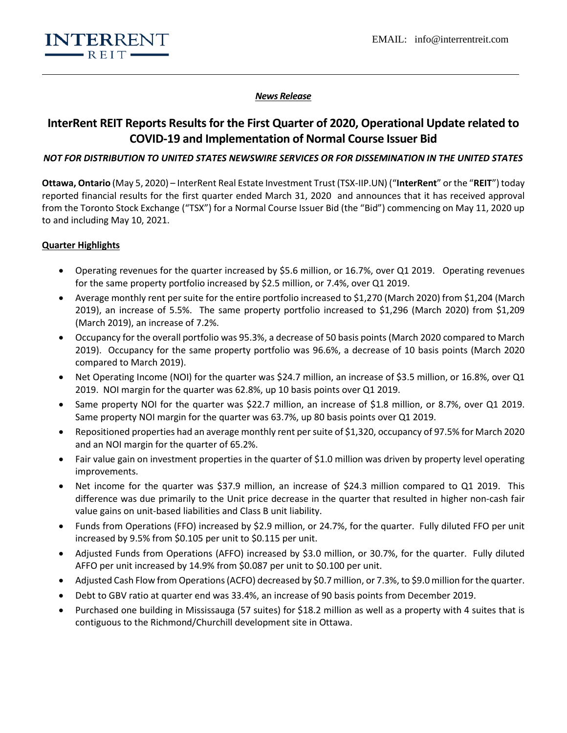INTERRENT REIT

EMAIL: info@interrentreit.com

***News Release***

# InterRent REIT Reports Results for the First Quarter of 2020, Operational Update related to COVID-19 and Implementation of Normal Course Issuer Bid

*NOT FOR DISTRIBUTION TO UNITED STATES NEWSWIRE SERVICES OR FOR DISSEMINATION IN THE UNITED STATES*

**Ottawa, Ontario** (May 5, 2020) – InterRent Real Estate Investment Trust (TSX-IIP.UN) ("**InterRent**" or the "**REIT**") today reported financial results for the first quarter ended March 31, 2020 and announces that it has received approval from the Toronto Stock Exchange ("TSX") for a Normal Course Issuer Bid (the "Bid") commencing on May 11, 2020 up to and including May 10, 2021.

## Quarter Highlights

- Operating revenues for the quarter increased by $5.6 million, or 16.7%, over Q1 2019. Operating revenues for the same property portfolio increased by $2.5 million, or 7.4%, over Q1 2019.
- Average monthly rent per suite for the entire portfolio increased to $1,270 (March 2020) from $1,204 (March 2019), an increase of 5.5%. The same property portfolio increased to $1,296 (March 2020) from $1,209 (March 2019), an increase of 7.2%.
- Occupancy for the overall portfolio was 95.3%, a decrease of 50 basis points (March 2020 compared to March 2019). Occupancy for the same property portfolio was 96.6%, a decrease of 10 basis points (March 2020 compared to March 2019).
- Net Operating Income (NOI) for the quarter was $24.7 million, an increase of $3.5 million, or 16.8%, over Q1 2019. NOI margin for the quarter was 62.8%, up 10 basis points over Q1 2019.
- Same property NOI for the quarter was $22.7 million, an increase of $1.8 million, or 8.7%, over Q1 2019. Same property NOI margin for the quarter was 63.7%, up 80 basis points over Q1 2019.
- Repositioned properties had an average monthly rent per suite of $1,320, occupancy of 97.5% for March 2020 and an NOI margin for the quarter of 65.2%.
- Fair value gain on investment properties in the quarter of $1.0 million was driven by property level operating improvements.
- Net income for the quarter was $37.9 million, an increase of $24.3 million compared to Q1 2019. This difference was due primarily to the Unit price decrease in the quarter that resulted in higher non-cash fair value gains on unit-based liabilities and Class B unit liability.
- Funds from Operations (FFO) increased by $2.9 million, or 24.7%, for the quarter. Fully diluted FFO per unit increased by 9.5% from $0.105 per unit to $0.115 per unit.
- Adjusted Funds from Operations (AFFO) increased by $3.0 million, or 30.7%, for the quarter. Fully diluted AFFO per unit increased by 14.9% from $0.087 per unit to $0.100 per unit.
- Adjusted Cash Flow from Operations (ACFO) decreased by $0.7 million, or 7.3%, to $9.0 million for the quarter.
- Debt to GBV ratio at quarter end was 33.4%, an increase of 90 basis points from December 2019.
- Purchased one building in Mississauga (57 suites) for $18.2 million as well as a property with 4 suites that is contiguous to the Richmond/Churchill development site in Ottawa.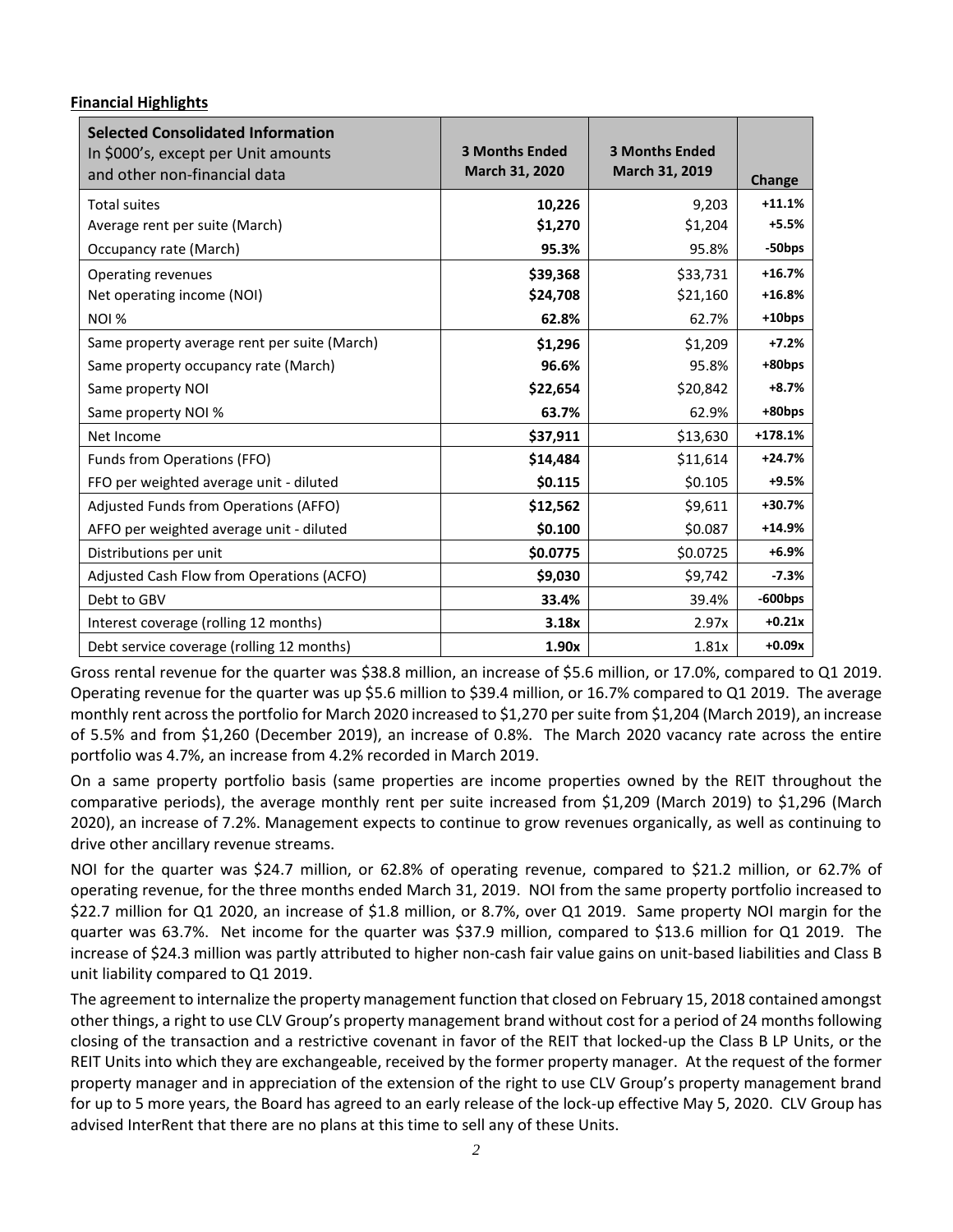**Financial Highlights**

| **Selected Consolidated Information** In $000's, except per Unit amounts and other non-financial data | **3 Months Ended March 31, 2020** | **3 Months Ended March 31, 2019** | **Change** |
|---|---|---|---|
| Total suites | **10,226** | 9,203 | **+11.1%** |
| Average rent per suite (March) | **$1,270** | $1,204 | **+5.5%** |
| Occupancy rate (March) | **95.3%** | 95.8% | **-50bps** |
| Operating revenues | **$39,368** | $33,731 | **+16.7%** |
| Net operating income (NOI) | **$24,708** | $21,160 | **+16.8%** |
| NOI % | **62.8%** | 62.7% | **+10bps** |
| Same property average rent per suite (March) | **$1,296** | $1,209 | **+7.2%** |
| Same property occupancy rate (March) | **96.6%** | 95.8% | **+80bps** |
| Same property NOI | **$22,654** | $20,842 | **+8.7%** |
| Same property NOI % | **63.7%** | 62.9% | **+80bps** |
| Net Income | **$37,911** | $13,630 | **+178.1%** |
| Funds from Operations (FFO) | **$14,484** | $11,614 | **+24.7%** |
| FFO per weighted average unit - diluted | **$0.115** | $0.105 | **+9.5%** |
| Adjusted Funds from Operations (AFFO) | **$12,562** | $9,611 | **+30.7%** |
| AFFO per weighted average unit - diluted | **$0.100** | $0.087 | **+14.9%** |
| Distributions per unit | **$0.0775** | $0.0725 | **+6.9%** |
| Adjusted Cash Flow from Operations (ACFO) | **$9,030** | $9,742 | **-7.3%** |
| Debt to GBV | **33.4%** | 39.4% | **-600bps** |
| Interest coverage (rolling 12 months) | **3.18x** | 2.97x | **+0.21x** |
| Debt service coverage (rolling 12 months) | **1.90x** | 1.81x | **+0.09x** |

Gross rental revenue for the quarter was $38.8 million, an increase of $5.6 million, or 17.0%, compared to Q1 2019. Operating revenue for the quarter was up $5.6 million to $39.4 million, or 16.7% compared to Q1 2019. The average monthly rent across the portfolio for March 2020 increased to $1,270 per suite from $1,204 (March 2019), an increase of 5.5% and from $1,260 (December 2019), an increase of 0.8%. The March 2020 vacancy rate across the entire portfolio was 4.7%, an increase from 4.2% recorded in March 2019.

On a same property portfolio basis (same properties are income properties owned by the REIT throughout the comparative periods), the average monthly rent per suite increased from $1,209 (March 2019) to $1,296 (March 2020), an increase of 7.2%. Management expects to continue to grow revenues organically, as well as continuing to drive other ancillary revenue streams.

NOI for the quarter was $24.7 million, or 62.8% of operating revenue, compared to $21.2 million, or 62.7% of operating revenue, for the three months ended March 31, 2019. NOI from the same property portfolio increased to $22.7 million for Q1 2020, an increase of $1.8 million, or 8.7%, over Q1 2019. Same property NOI margin for the quarter was 63.7%. Net income for the quarter was $37.9 million, compared to $13.6 million for Q1 2019. The increase of $24.3 million was partly attributed to higher non-cash fair value gains on unit-based liabilities and Class B unit liability compared to Q1 2019.

The agreement to internalize the property management function that closed on February 15, 2018 contained amongst other things, a right to use CLV Group's property management brand without cost for a period of 24 months following closing of the transaction and a restrictive covenant in favor of the REIT that locked-up the Class B LP Units, or the REIT Units into which they are exchangeable, received by the former property manager. At the request of the former property manager and in appreciation of the extension of the right to use CLV Group's property management brand for up to 5 more years, the Board has agreed to an early release of the lock-up effective May 5, 2020. CLV Group has advised InterRent that there are no plans at this time to sell any of these Units.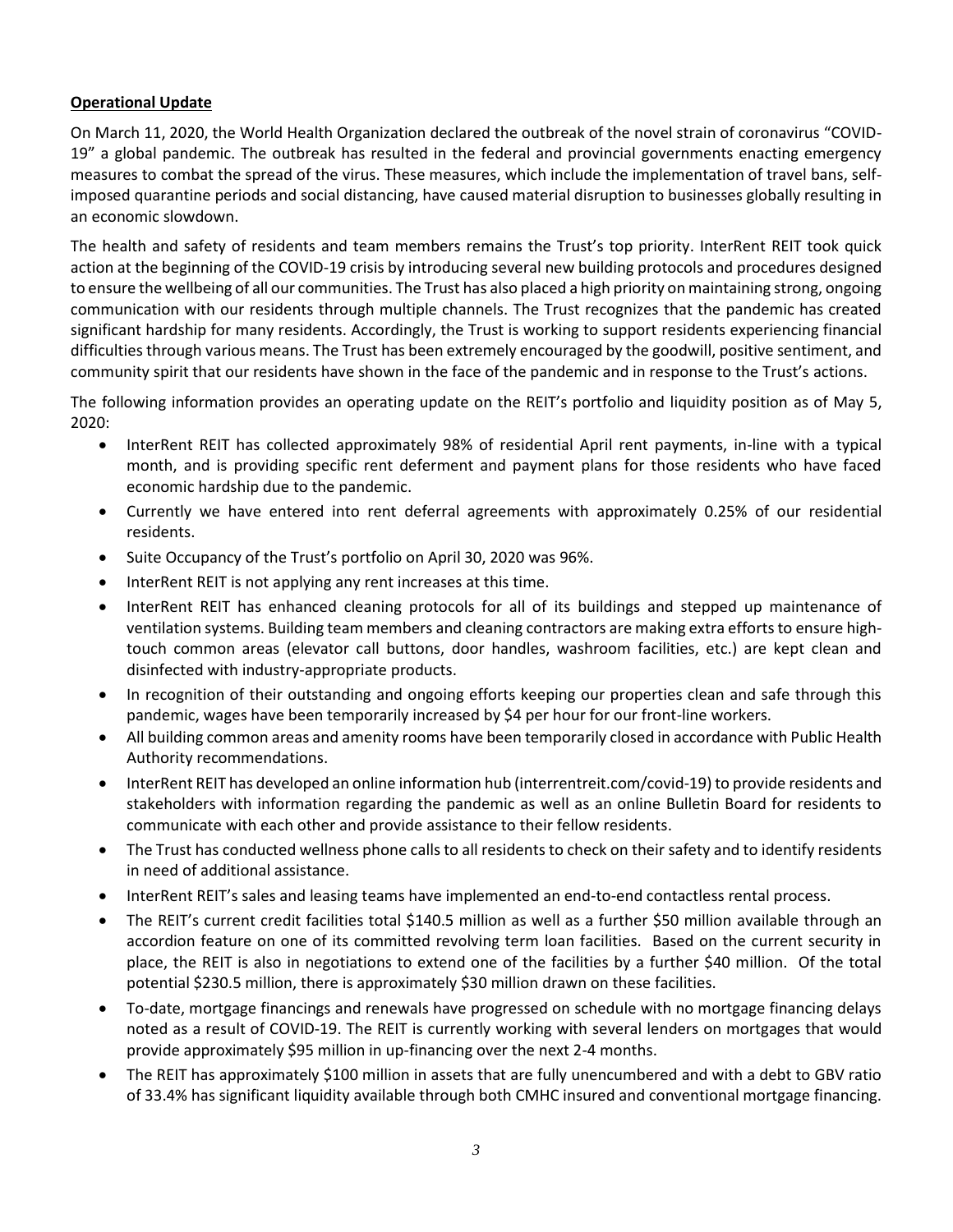## **Operational Update**

On March 11, 2020, the World Health Organization declared the outbreak of the novel strain of coronavirus "COVID-19" a global pandemic. The outbreak has resulted in the federal and provincial governments enacting emergency measures to combat the spread of the virus. These measures, which include the implementation of travel bans, self-imposed quarantine periods and social distancing, have caused material disruption to businesses globally resulting in an economic slowdown.

The health and safety of residents and team members remains the Trust's top priority. InterRent REIT took quick action at the beginning of the COVID-19 crisis by introducing several new building protocols and procedures designed to ensure the wellbeing of all our communities. The Trust has also placed a high priority on maintaining strong, ongoing communication with our residents through multiple channels. The Trust recognizes that the pandemic has created significant hardship for many residents. Accordingly, the Trust is working to support residents experiencing financial difficulties through various means. The Trust has been extremely encouraged by the goodwill, positive sentiment, and community spirit that our residents have shown in the face of the pandemic and in response to the Trust's actions.

The following information provides an operating update on the REIT's portfolio and liquidity position as of May 5, 2020:

- InterRent REIT has collected approximately 98% of residential April rent payments, in-line with a typical month, and is providing specific rent deferment and payment plans for those residents who have faced economic hardship due to the pandemic.
- Currently we have entered into rent deferral agreements with approximately 0.25% of our residential residents.
- Suite Occupancy of the Trust's portfolio on April 30, 2020 was 96%.
- InterRent REIT is not applying any rent increases at this time.
- InterRent REIT has enhanced cleaning protocols for all of its buildings and stepped up maintenance of ventilation systems. Building team members and cleaning contractors are making extra efforts to ensure high-touch common areas (elevator call buttons, door handles, washroom facilities, etc.) are kept clean and disinfected with industry-appropriate products.
- In recognition of their outstanding and ongoing efforts keeping our properties clean and safe through this pandemic, wages have been temporarily increased by $4 per hour for our front-line workers.
- All building common areas and amenity rooms have been temporarily closed in accordance with Public Health Authority recommendations.
- InterRent REIT has developed an online information hub (interrentreit.com/covid-19) to provide residents and stakeholders with information regarding the pandemic as well as an online Bulletin Board for residents to communicate with each other and provide assistance to their fellow residents.
- The Trust has conducted wellness phone calls to all residents to check on their safety and to identify residents in need of additional assistance.
- InterRent REIT's sales and leasing teams have implemented an end-to-end contactless rental process.
- The REIT's current credit facilities total $140.5 million as well as a further $50 million available through an accordion feature on one of its committed revolving term loan facilities. Based on the current security in place, the REIT is also in negotiations to extend one of the facilities by a further $40 million. Of the total potential $230.5 million, there is approximately $30 million drawn on these facilities.
- To-date, mortgage financings and renewals have progressed on schedule with no mortgage financing delays noted as a result of COVID-19. The REIT is currently working with several lenders on mortgages that would provide approximately $95 million in up-financing over the next 2-4 months.
- The REIT has approximately $100 million in assets that are fully unencumbered and with a debt to GBV ratio of 33.4% has significant liquidity available through both CMHC insured and conventional mortgage financing.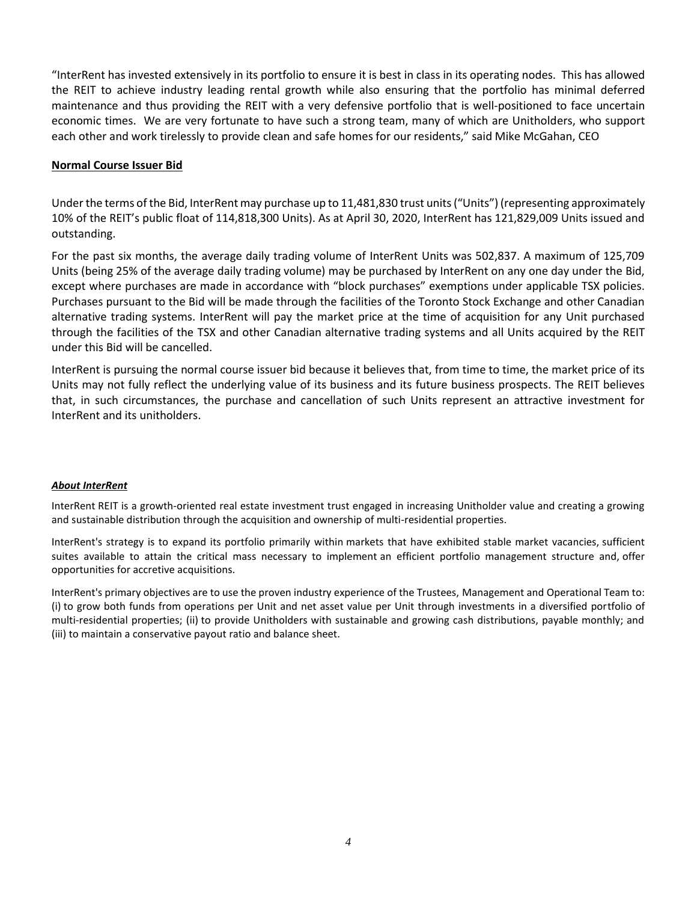"InterRent has invested extensively in its portfolio to ensure it is best in class in its operating nodes. This has allowed the REIT to achieve industry leading rental growth while also ensuring that the portfolio has minimal deferred maintenance and thus providing the REIT with a very defensive portfolio that is well-positioned to face uncertain economic times. We are very fortunate to have such a strong team, many of which are Unitholders, who support each other and work tirelessly to provide clean and safe homes for our residents," said Mike McGahan, CEO

**Normal Course Issuer Bid**

Under the terms of the Bid, InterRent may purchase up to 11,481,830 trust units ("Units") (representing approximately 10% of the REIT's public float of 114,818,300 Units). As at April 30, 2020, InterRent has 121,829,009 Units issued and outstanding.

For the past six months, the average daily trading volume of InterRent Units was 502,837. A maximum of 125,709 Units (being 25% of the average daily trading volume) may be purchased by InterRent on any one day under the Bid, except where purchases are made in accordance with "block purchases" exemptions under applicable TSX policies. Purchases pursuant to the Bid will be made through the facilities of the Toronto Stock Exchange and other Canadian alternative trading systems. InterRent will pay the market price at the time of acquisition for any Unit purchased through the facilities of the TSX and other Canadian alternative trading systems and all Units acquired by the REIT under this Bid will be cancelled.

InterRent is pursuing the normal course issuer bid because it believes that, from time to time, the market price of its Units may not fully reflect the underlying value of its business and its future business prospects. The REIT believes that, in such circumstances, the purchase and cancellation of such Units represent an attractive investment for InterRent and its unitholders.

***About InterRent***

InterRent REIT is a growth-oriented real estate investment trust engaged in increasing Unitholder value and creating a growing and sustainable distribution through the acquisition and ownership of multi-residential properties.

InterRent's strategy is to expand its portfolio primarily within markets that have exhibited stable market vacancies, sufficient suites available to attain the critical mass necessary to implement an efficient portfolio management structure and, offer opportunities for accretive acquisitions.

InterRent's primary objectives are to use the proven industry experience of the Trustees, Management and Operational Team to: (i) to grow both funds from operations per Unit and net asset value per Unit through investments in a diversified portfolio of multi-residential properties; (ii) to provide Unitholders with sustainable and growing cash distributions, payable monthly; and (iii) to maintain a conservative payout ratio and balance sheet.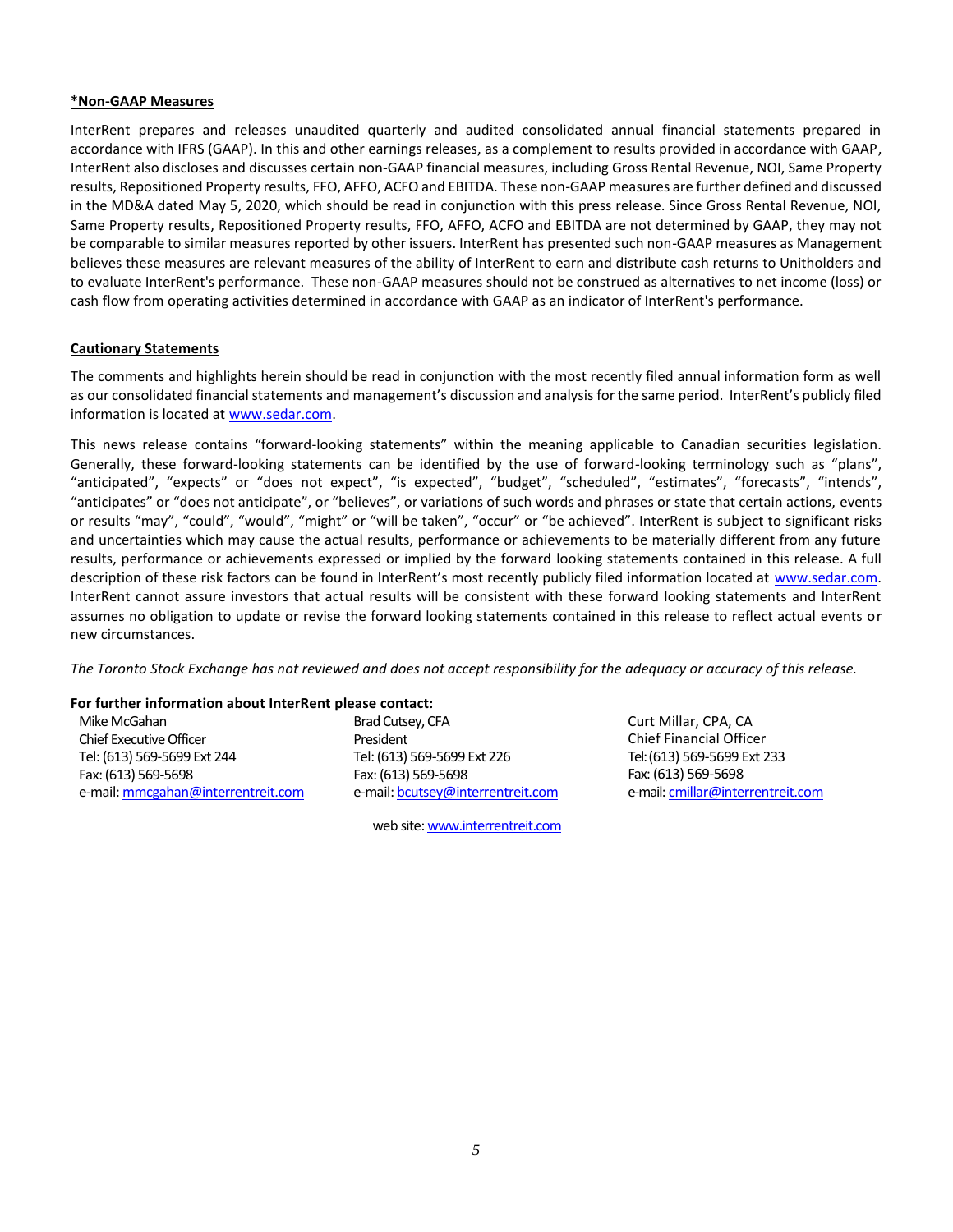**\*Non-GAAP Measures**

InterRent prepares and releases unaudited quarterly and audited consolidated annual financial statements prepared in accordance with IFRS (GAAP). In this and other earnings releases, as a complement to results provided in accordance with GAAP, InterRent also discloses and discusses certain non-GAAP financial measures, including Gross Rental Revenue, NOI, Same Property results, Repositioned Property results, FFO, AFFO, ACFO and EBITDA. These non-GAAP measures are further defined and discussed in the MD&A dated May 5, 2020, which should be read in conjunction with this press release. Since Gross Rental Revenue, NOI, Same Property results, Repositioned Property results, FFO, AFFO, ACFO and EBITDA are not determined by GAAP, they may not be comparable to similar measures reported by other issuers. InterRent has presented such non-GAAP measures as Management believes these measures are relevant measures of the ability of InterRent to earn and distribute cash returns to Unitholders and to evaluate InterRent's performance. These non-GAAP measures should not be construed as alternatives to net income (loss) or cash flow from operating activities determined in accordance with GAAP as an indicator of InterRent's performance.

**Cautionary Statements**

The comments and highlights herein should be read in conjunction with the most recently filed annual information form as well as our consolidated financial statements and management's discussion and analysis for the same period. InterRent's publicly filed information is located at www.sedar.com.

This news release contains "forward-looking statements" within the meaning applicable to Canadian securities legislation. Generally, these forward-looking statements can be identified by the use of forward-looking terminology such as "plans", "anticipated", "expects" or "does not expect", "is expected", "budget", "scheduled", "estimates", "forecasts", "intends", "anticipates" or "does not anticipate", or "believes", or variations of such words and phrases or state that certain actions, events or results "may", "could", "would", "might" or "will be taken", "occur" or "be achieved". InterRent is subject to significant risks and uncertainties which may cause the actual results, performance or achievements to be materially different from any future results, performance or achievements expressed or implied by the forward looking statements contained in this release. A full description of these risk factors can be found in InterRent's most recently publicly filed information located at www.sedar.com. InterRent cannot assure investors that actual results will be consistent with these forward looking statements and InterRent assumes no obligation to update or revise the forward looking statements contained in this release to reflect actual events or new circumstances.

*The Toronto Stock Exchange has not reviewed and does not accept responsibility for the adequacy or accuracy of this release.*

**For further information about InterRent please contact:**

Mike McGahan
Chief Executive Officer
Tel: (613) 569-5699 Ext 244
Fax: (613) 569-5698
e-mail: mmcgahan@interrentreit.com

Brad Cutsey, CFA
President
Tel: (613) 569-5699 Ext 226
Fax: (613) 569-5698
e-mail: bcutsey@interrentreit.com

Curt Millar, CPA, CA
Chief Financial Officer
Tel: (613) 569-5699 Ext 233
Fax: (613) 569-5698
e-mail: cmillar@interrentreit.com

web site: www.interrentreit.com